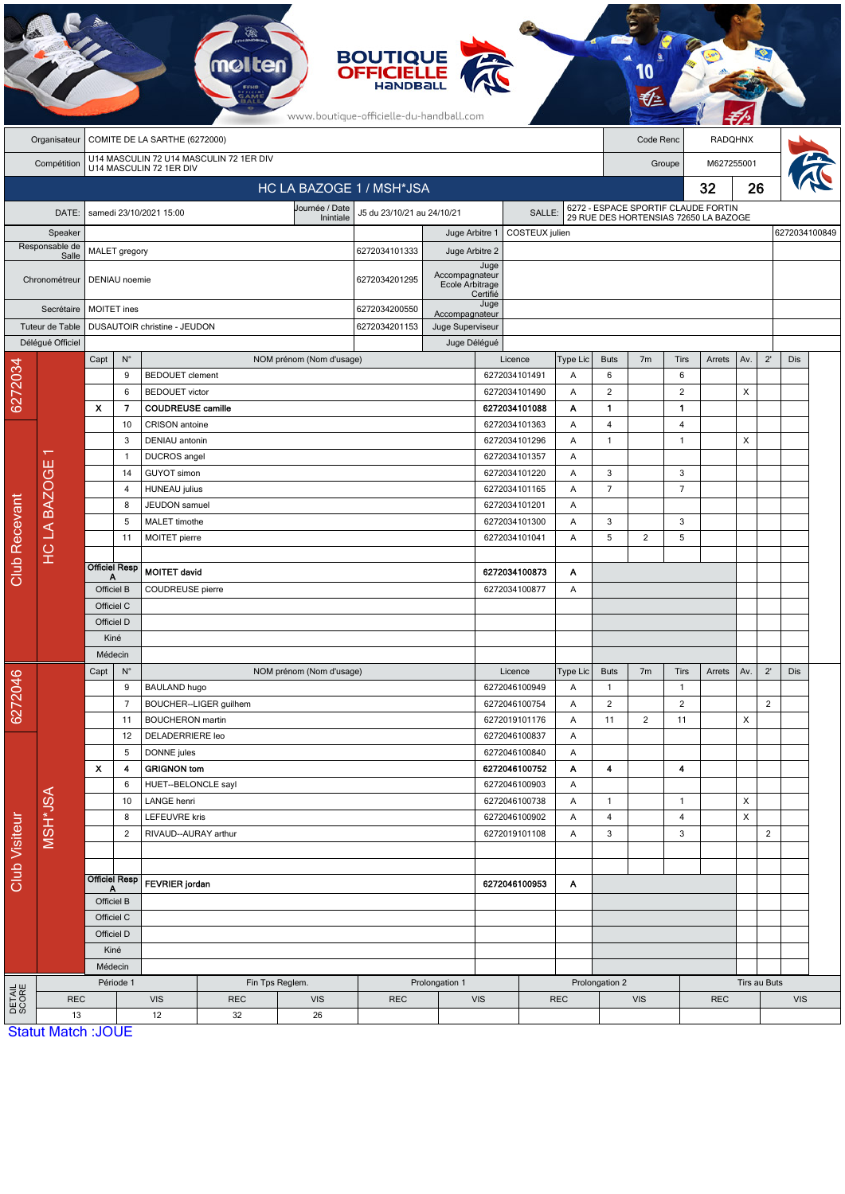BOUTIQUE OFFICIELLE HANDBALL

www.boutique-officielle-du-handball.com

| | | | |
|---|---|---|---|
| Organisateur | COMITE DE LA SARTHE (6272000) | Code Renc | RADQHNX |
| Compétition | U14 MASCULIN 72 U14 MASCULIN 72 1ER DIV U14 MASCULIN 72 1ER DIV | Groupe | M627255001 |

## HC LA BAZOGE 1 / MSH*JSA — 32 — 26

| | | | | | |
|---|---|---|---|---|---|
| DATE: | samedi 23/10/2021 15:00 | Journée / Date Initiale | J5 du 23/10/21 au 24/10/21 | SALLE: | 6272 - ESPACE SPORTIF CLAUDE FORTIN 29 RUE DES HORTENSIAS 72650 LA BAZOGE |

| | | | | | |
|---|---|---|---|---|---|
| Speaker | | | Juge Arbitre 1 | COSTEUX julien | 6272034100849 |
| Responsable de Salle | MALET gregory | 6272034101333 | Juge Arbitre 2 | | |
| Chronométreur | DENIAU noemie | 6272034201295 | Juge Accompagnateur Ecole Arbitrage Certifié | | |
| Secrétaire | MOITET ines | 6272034200550 | Juge Accompagnateur | | |
| Tuteur de Table | DUSAUTOIR christine - JEUDON | 6272034201153 | Juge Superviseur | | |
| Délégué Officiel | | | Juge Délégué | | |

### Club Recevant — 6272034 — HC LA BAZOGE 1

| Capt | N° | NOM prénom (Nom d'usage) | Licence | Type Lic | Buts | 7m | Tirs | Arrets | Av. | 2' | Dis |
|---|---|---|---|---|---|---|---|---|---|---|---|
| | 9 | BEDOUET clement | 6272034101491 | A | 6 | | 6 | | | | |
| | 6 | BEDOUET victor | 6272034101490 | A | 2 | | 2 | | X | | |
| X | 7 | **COUDREUSE camille** | **6272034101088** | **A** | **1** | | **1** | | | | |
| | 10 | CRISON antoine | 6272034101363 | A | 4 | | 4 | | | | |
| | 3 | DENIAU antonin | 6272034101296 | A | 1 | | 1 | | X | | |
| | 1 | DUCROS angel | 6272034101357 | A | | | | | | | |
| | 14 | GUYOT simon | 6272034101220 | A | 3 | | 3 | | | | |
| | 4 | HUNEAU julius | 6272034101165 | A | 7 | | 7 | | | | |
| | 8 | JEUDON samuel | 6272034101201 | A | | | | | | | |
| | 5 | MALET timothe | 6272034101300 | A | 3 | | 3 | | | | |
| | 11 | MOITET pierre | 6272034101041 | A | 5 | 2 | 5 | | | | |
| Officiel Resp A | | **MOITET david** | **6272034100873** | **A** | | | | | | | |
| Officiel B | | COUDREUSE pierre | 6272034100877 | A | | | | | | | |
| Officiel C | | | | | | | | | | | |
| Officiel D | | | | | | | | | | | |
| Kiné | | | | | | | | | | | |
| Médecin | | | | | | | | | | | |

### Club Visiteur — 6272046 — MSH*JSA

| Capt | N° | NOM prénom (Nom d'usage) | Licence | Type Lic | Buts | 7m | Tirs | Arrets | Av. | 2' | Dis |
|---|---|---|---|---|---|---|---|---|---|---|---|
| | 9 | BAULAND hugo | 6272046100949 | A | 1 | | 1 | | | | |
| | 7 | BOUCHER--LIGER guilhem | 6272046100754 | A | 2 | | 2 | | | 2 | |
| | 11 | BOUCHERON martin | 6272019101176 | A | 11 | 2 | 11 | | X | | |
| | 12 | DELADERRIERE leo | 6272046100837 | A | | | | | | | |
| | 5 | DONNE jules | 6272046100840 | A | | | | | | | |
| X | 4 | **GRIGNON tom** | **6272046100752** | **A** | **4** | | **4** | | | | |
| | 6 | HUET--BELONCLE sayl | 6272046100903 | A | | | | | | | |
| | 10 | LANGE henri | 6272046100738 | A | 1 | | 1 | | X | | |
| | 8 | LEFEUVRE kris | 6272046100902 | A | 4 | | 4 | | X | | |
| | 2 | RIVAUD--AURAY arthur | 6272019101108 | A | 3 | | 3 | | | 2 | |
| Officiel Resp A | | **FEVRIER jordan** | **6272046100953** | **A** | | | | | | | |
| Officiel B | | | | | | | | | | | |
| Officiel C | | | | | | | | | | | |
| Officiel D | | | | | | | | | | | |
| Kiné | | | | | | | | | | | |
| Médecin | | | | | | | | | | | |

### DETAIL SCORE

| Période 1 | | Fin Tps Reglem. | | Prolongation 1 | | Prolongation 2 | | Tirs au Buts | |
|---|---|---|---|---|---|---|---|---|---|
| REC | VIS | REC | VIS | REC | VIS | REC | VIS | REC | VIS |
| 13 | 12 | 32 | 26 | | | | | | |

Statut Match :JOUE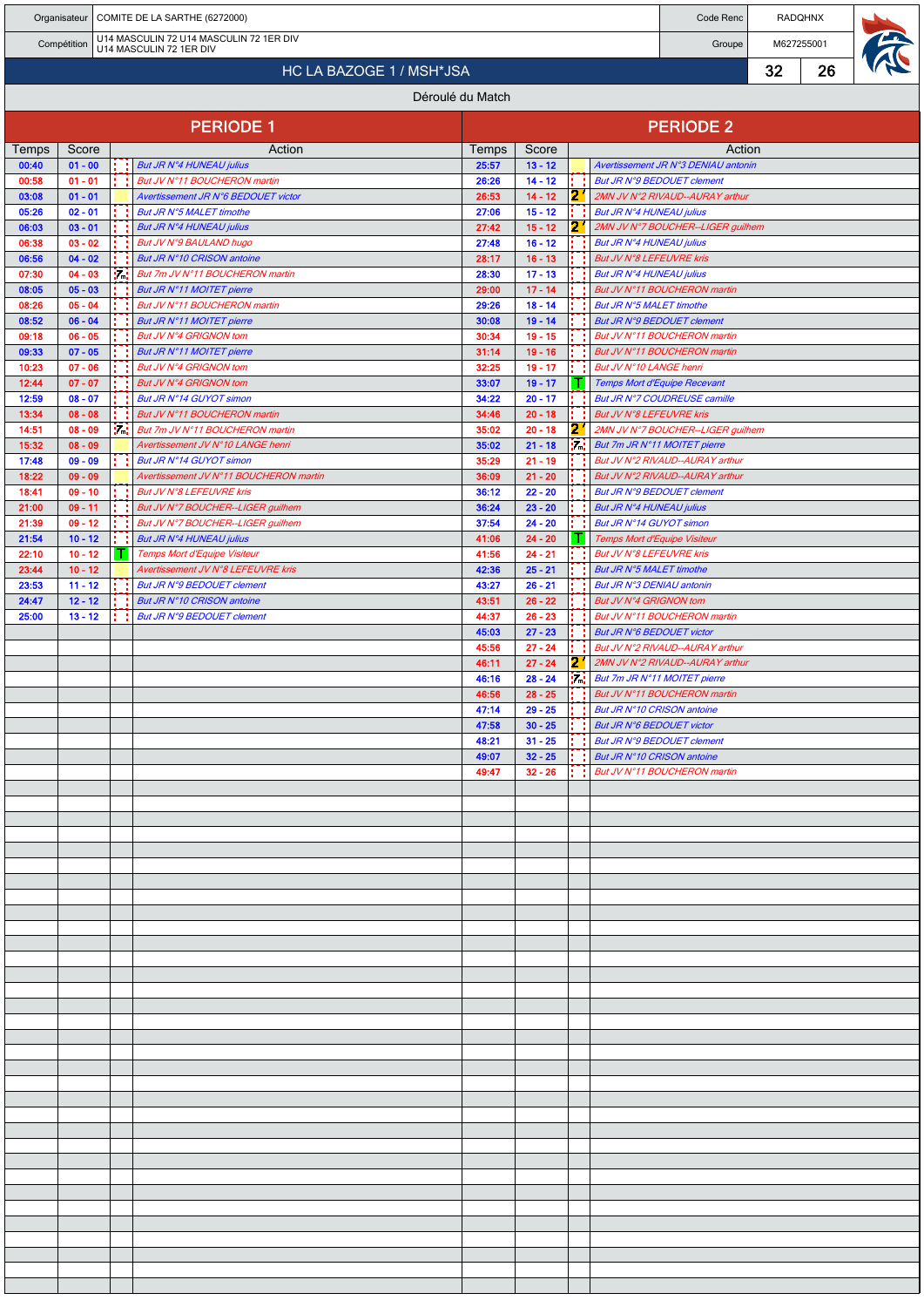| Organisateur | COMITE DE LA SARTHE (6272000) | Code Renc | RADQHNX |
|---|---|---|---|
| Compétition | U14 MASCULIN 72 U14 MASCULIN 72 1ER DIV U14 MASCULIN 72 1ER DIV | Groupe | M627255001 |

## HC LA BAZOGE 1 / MSH*JSA — 32 — 26

### Déroulé du Match

| PERIODE 1 | | | | PERIODE 2 | | | |
|---|---|---|---|---|---|---|---|
| Temps | Score | | Action | Temps | Score | | Action |
| 00:40 | 01 - 00 | | But JR N°4 HUNEAU julius | 25:57 | 13 - 12 | | Avertissement JR N°3 DENIAU antonin |
| 00:58 | 01 - 01 | | But JV N°11 BOUCHERON martin | 26:26 | 14 - 12 | | But JR N°9 BEDOUET clement |
| 03:08 | 01 - 01 | | Avertissement JR N°6 BEDOUET victor | 26:53 | 14 - 12 | 2' | 2MN JV N°2 RIVAUD--AURAY arthur |
| 05:26 | 02 - 01 | | But JR N°5 MALET timothe | 27:06 | 15 - 12 | | But JR N°4 HUNEAU julius |
| 06:03 | 03 - 01 | | But JR N°4 HUNEAU julius | 27:42 | 15 - 12 | 2' | 2MN JV N°7 BOUCHER--LIGER guilhem |
| 06:38 | 03 - 02 | | But JV N°9 BAULAND hugo | 27:48 | 16 - 12 | | But JR N°4 HUNEAU julius |
| 06:56 | 04 - 02 | | But JR N°10 CRISON antoine | 28:17 | 16 - 13 | | But JV N°8 LEFEUVRE kris |
| 07:30 | 04 - 03 | 7m | But 7m JV N°11 BOUCHERON martin | 28:30 | 17 - 13 | | But JR N°4 HUNEAU julius |
| 08:05 | 05 - 03 | | But JR N°11 MOITET pierre | 29:00 | 17 - 14 | | But JV N°11 BOUCHERON martin |
| 08:26 | 05 - 04 | | But JV N°11 BOUCHERON martin | 29:26 | 18 - 14 | | But JR N°5 MALET timothe |
| 08:52 | 06 - 04 | | But JR N°11 MOITET pierre | 30:08 | 19 - 14 | | But JR N°9 BEDOUET clement |
| 09:18 | 06 - 05 | | But JV N°4 GRIGNON tom | 30:34 | 19 - 15 | | But JV N°11 BOUCHERON martin |
| 09:33 | 07 - 05 | | But JR N°11 MOITET pierre | 31:14 | 19 - 16 | | But JV N°11 BOUCHERON martin |
| 10:23 | 07 - 06 | | But JV N°4 GRIGNON tom | 32:25 | 19 - 17 | | But JV N°10 LANGE henri |
| 12:44 | 07 - 07 | | But JV N°4 GRIGNON tom | 33:07 | 19 - 17 | T | Temps Mort d'Equipe Recevant |
| 12:59 | 08 - 07 | | But JR N°14 GUYOT simon | 34:22 | 20 - 17 | | But JR N°7 COUDREUSE camille |
| 13:34 | 08 - 08 | | But JV N°11 BOUCHERON martin | 34:46 | 20 - 18 | | But JV N°8 LEFEUVRE kris |
| 14:51 | 08 - 09 | 7m | But 7m JV N°11 BOUCHERON martin | 35:02 | 20 - 18 | 2' | 2MN JV N°7 BOUCHER--LIGER guilhem |
| 15:32 | 08 - 09 | | Avertissement JV N°10 LANGE henri | 35:02 | 21 - 18 | 7m | But 7m JR N°11 MOITET pierre |
| 17:48 | 09 - 09 | | But JR N°14 GUYOT simon | 35:29 | 21 - 19 | | But JV N°2 RIVAUD--AURAY arthur |
| 18:22 | 09 - 09 | | Avertissement JV N°11 BOUCHERON martin | 36:09 | 21 - 20 | | But JV N°2 RIVAUD--AURAY arthur |
| 18:41 | 09 - 10 | | But JV N°8 LEFEUVRE kris | 36:12 | 22 - 20 | | But JR N°9 BEDOUET clement |
| 21:00 | 09 - 11 | | But JV N°7 BOUCHER--LIGER guilhem | 36:24 | 23 - 20 | | But JR N°4 HUNEAU julius |
| 21:39 | 09 - 12 | | But JV N°7 BOUCHER--LIGER guilhem | 37:54 | 24 - 20 | | But JR N°14 GUYOT simon |
| 21:54 | 10 - 12 | | But JR N°4 HUNEAU julius | 41:06 | 24 - 20 | T | Temps Mort d'Equipe Visiteur |
| 22:10 | 10 - 12 | T | Temps Mort d'Equipe Visiteur | 41:56 | 24 - 21 | | But JV N°8 LEFEUVRE kris |
| 23:44 | 10 - 12 | | Avertissement JV N°8 LEFEUVRE kris | 42:36 | 25 - 21 | | But JR N°5 MALET timothe |
| 23:53 | 11 - 12 | | But JR N°9 BEDOUET clement | 43:27 | 26 - 21 | | But JR N°3 DENIAU antonin |
| 24:47 | 12 - 12 | | But JR N°10 CRISON antoine | 43:51 | 26 - 22 | | But JV N°4 GRIGNON tom |
| 25:00 | 13 - 12 | | But JR N°9 BEDOUET clement | 44:37 | 26 - 23 | | But JV N°11 BOUCHERON martin |
| | | | | 45:03 | 27 - 23 | | But JR N°6 BEDOUET victor |
| | | | | 45:56 | 27 - 24 | | But JV N°2 RIVAUD--AURAY arthur |
| | | | | 46:11 | 27 - 24 | 2' | 2MN JV N°2 RIVAUD--AURAY arthur |
| | | | | 46:16 | 28 - 24 | 7m | But 7m JR N°11 MOITET pierre |
| | | | | 46:56 | 28 - 25 | | But JV N°11 BOUCHERON martin |
| | | | | 47:14 | 29 - 25 | | But JR N°10 CRISON antoine |
| | | | | 47:58 | 30 - 25 | | But JR N°6 BEDOUET victor |
| | | | | 48:21 | 31 - 25 | | But JR N°9 BEDOUET clement |
| | | | | 49:07 | 32 - 25 | | But JR N°10 CRISON antoine |
| | | | | 49:47 | 32 - 26 | | But JV N°11 BOUCHERON martin |